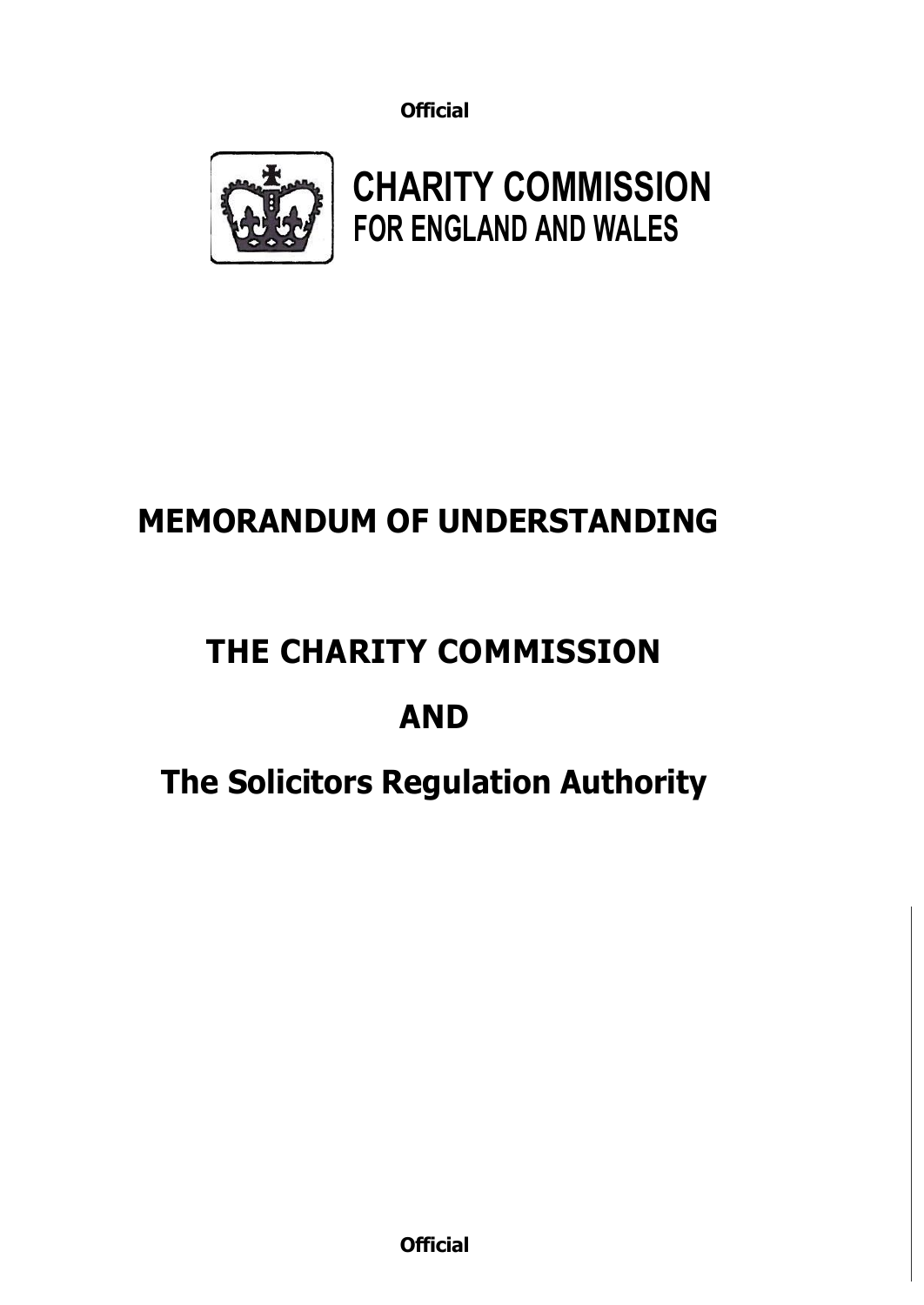**CHARITY COMMISSION**
**FOR ENGLAND AND WALES**

# MEMORANDUM OF UNDERSTANDING

# THE CHARITY COMMISSION

# AND

# The Solicitors Regulation Authority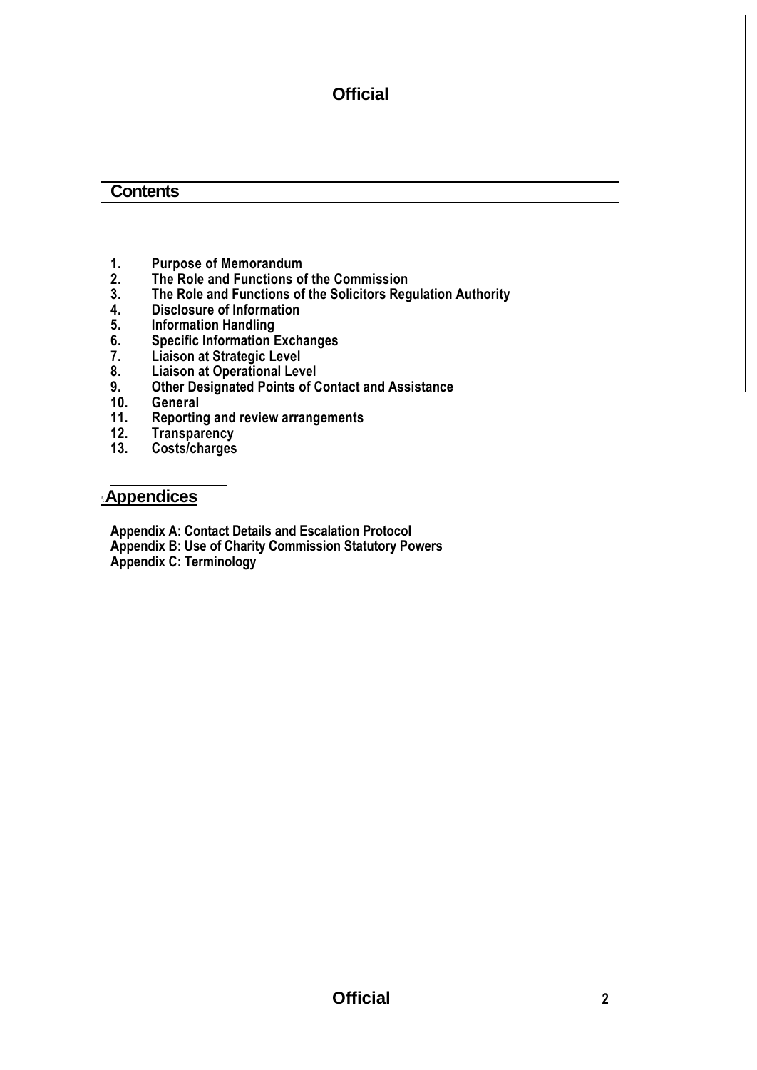## Contents

1. Purpose of Memorandum
2. The Role and Functions of the Commission
3. The Role and Functions of the Solicitors Regulation Authority
4. Disclosure of Information
5. Information Handling
6. Specific Information Exchanges
7. Liaison at Strategic Level
8. Liaison at Operational Level
9. Other Designated Points of Contact and Assistance
10. General
11. Reporting and review arrangements
12. Transparency
13. Costs/charges

## Appendices

Appendix A: Contact Details and Escalation Protocol
Appendix B: Use of Charity Commission Statutory Powers
Appendix C: Terminology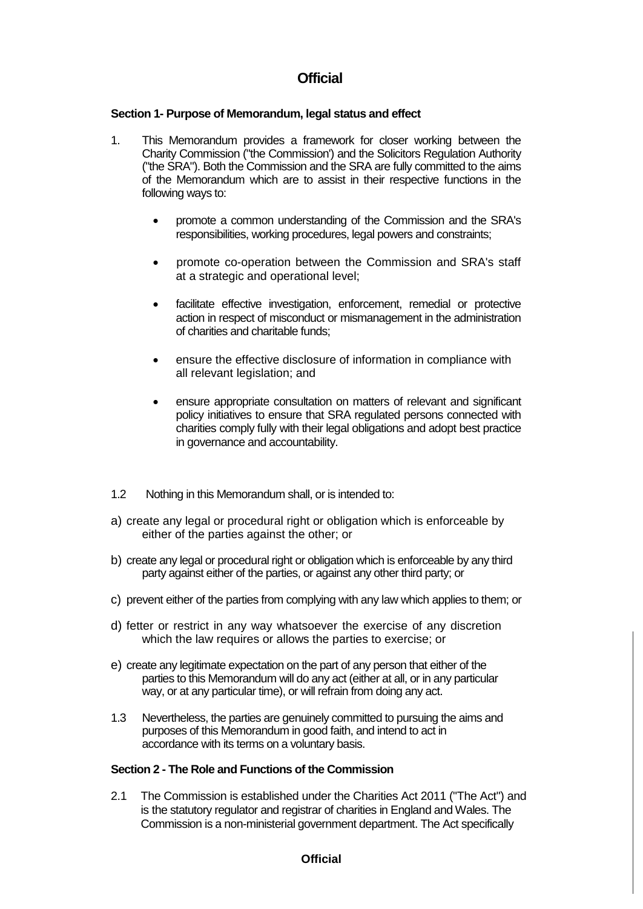**Section 1- Purpose of Memorandum, legal status and effect**

1. This Memorandum provides a framework for closer working between the Charity Commission ("the Commission') and the Solicitors Regulation Authority ("the SRA"). Both the Commission and the SRA are fully committed to the aims of the Memorandum which are to assist in their respective functions in the following ways to:

   - promote a common understanding of the Commission and the SRA's responsibilities, working procedures, legal powers and constraints;
   - promote co-operation between the Commission and SRA's staff at a strategic and operational level;
   - facilitate effective investigation, enforcement, remedial or protective action in respect of misconduct or mismanagement in the administration of charities and charitable funds;
   - ensure the effective disclosure of information in compliance with all relevant legislation; and
   - ensure appropriate consultation on matters of relevant and significant policy initiatives to ensure that SRA regulated persons connected with charities comply fully with their legal obligations and adopt best practice in governance and accountability.

1.2 Nothing in this Memorandum shall, or is intended to:

a) create any legal or procedural right or obligation which is enforceable by either of the parties against the other; or

b) create any legal or procedural right or obligation which is enforceable by any third party against either of the parties, or against any other third party; or

c) prevent either of the parties from complying with any law which applies to them; or

d) fetter or restrict in any way whatsoever the exercise of any discretion which the law requires or allows the parties to exercise; or

e) create any legitimate expectation on the part of any person that either of the parties to this Memorandum will do any act (either at all, or in any particular way, or at any particular time), or will refrain from doing any act.

1.3 Nevertheless, the parties are genuinely committed to pursuing the aims and purposes of this Memorandum in good faith, and intend to act in accordance with its terms on a voluntary basis.

**Section 2 - The Role and Functions of the Commission**

2.1 The Commission is established under the Charities Act 2011 ("The Act") and is the statutory regulator and registrar of charities in England and Wales. The Commission is a non-ministerial government department. The Act specifically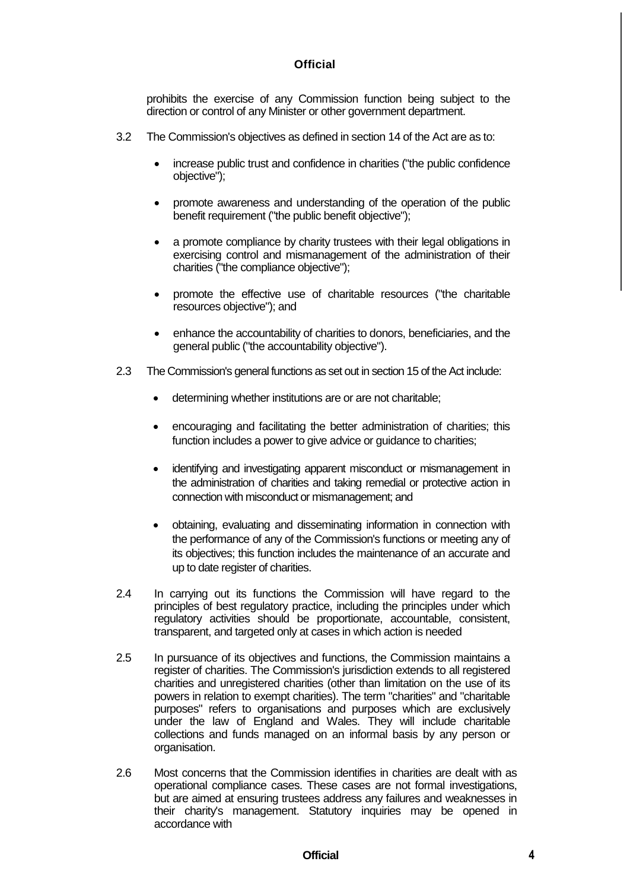prohibits the exercise of any Commission function being subject to the direction or control of any Minister or other government department.

3.2 The Commission's objectives as defined in section 14 of the Act are as to:

- increase public trust and confidence in charities ("the public confidence objective");
- promote awareness and understanding of the operation of the public benefit requirement ("the public benefit objective");
- a promote compliance by charity trustees with their legal obligations in exercising control and mismanagement of the administration of their charities ("the compliance objective");
- promote the effective use of charitable resources ("the charitable resources objective"); and
- enhance the accountability of charities to donors, beneficiaries, and the general public ("the accountability objective").

2.3 The Commission's general functions as set out in section 15 of the Act include:

- determining whether institutions are or are not charitable;
- encouraging and facilitating the better administration of charities; this function includes a power to give advice or guidance to charities;
- identifying and investigating apparent misconduct or mismanagement in the administration of charities and taking remedial or protective action in connection with misconduct or mismanagement; and
- obtaining, evaluating and disseminating information in connection with the performance of any of the Commission's functions or meeting any of its objectives; this function includes the maintenance of an accurate and up to date register of charities.

2.4 In carrying out its functions the Commission will have regard to the principles of best regulatory practice, including the principles under which regulatory activities should be proportionate, accountable, consistent, transparent, and targeted only at cases in which action is needed

2.5 In pursuance of its objectives and functions, the Commission maintains a register of charities. The Commission's jurisdiction extends to all registered charities and unregistered charities (other than limitation on the use of its powers in relation to exempt charities). The term "charities" and "charitable purposes" refers to organisations and purposes which are exclusively under the law of England and Wales. They will include charitable collections and funds managed on an informal basis by any person or organisation.

2.6 Most concerns that the Commission identifies in charities are dealt with as operational compliance cases. These cases are not formal investigations, but are aimed at ensuring trustees address any failures and weaknesses in their charity's management. Statutory inquiries may be opened in accordance with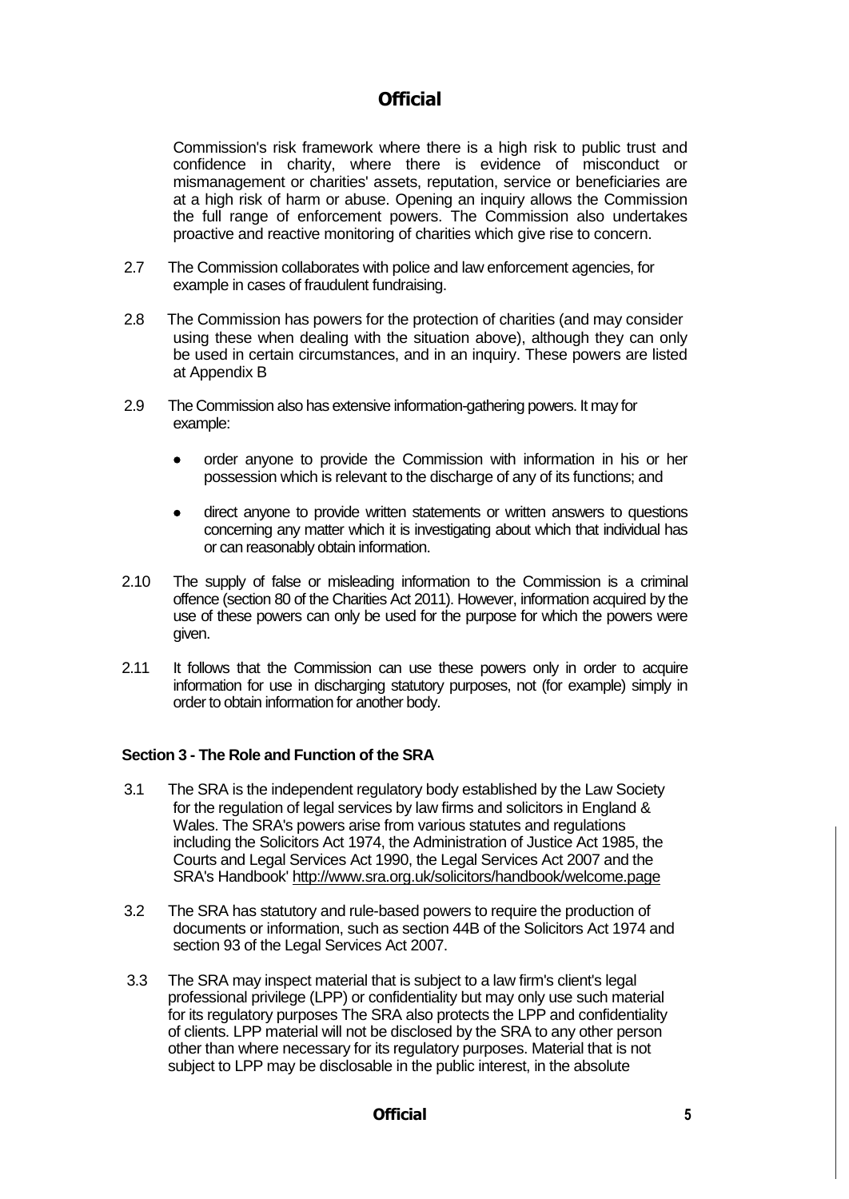Commission's risk framework where there is a high risk to public trust and confidence in charity, where there is evidence of misconduct or mismanagement or charities' assets, reputation, service or beneficiaries are at a high risk of harm or abuse. Opening an inquiry allows the Commission the full range of enforcement powers. The Commission also undertakes proactive and reactive monitoring of charities which give rise to concern.

2.7 The Commission collaborates with police and law enforcement agencies, for example in cases of fraudulent fundraising.

2.8 The Commission has powers for the protection of charities (and may consider using these when dealing with the situation above), although they can only be used in certain circumstances, and in an inquiry. These powers are listed at Appendix B

2.9 The Commission also has extensive information-gathering powers. It may for example:

- order anyone to provide the Commission with information in his or her possession which is relevant to the discharge of any of its functions; and
- direct anyone to provide written statements or written answers to questions concerning any matter which it is investigating about which that individual has or can reasonably obtain information.

2.10 The supply of false or misleading information to the Commission is a criminal offence (section 80 of the Charities Act 2011). However, information acquired by the use of these powers can only be used for the purpose for which the powers were given.

2.11 It follows that the Commission can use these powers only in order to acquire information for use in discharging statutory purposes, not (for example) simply in order to obtain information for another body.

**Section 3 - The Role and Function of the SRA**

3.1 The SRA is the independent regulatory body established by the Law Society for the regulation of legal services by law firms and solicitors in England & Wales. The SRA's powers arise from various statutes and regulations including the Solicitors Act 1974, the Administration of Justice Act 1985, the Courts and Legal Services Act 1990, the Legal Services Act 2007 and the SRA's Handbook' http://www.sra.org.uk/solicitors/handbook/welcome.page

3.2 The SRA has statutory and rule-based powers to require the production of documents or information, such as section 44B of the Solicitors Act 1974 and section 93 of the Legal Services Act 2007.

3.3 The SRA may inspect material that is subject to a law firm's client's legal professional privilege (LPP) or confidentiality but may only use such material for its regulatory purposes The SRA also protects the LPP and confidentiality of clients. LPP material will not be disclosed by the SRA to any other person other than where necessary for its regulatory purposes. Material that is not subject to LPP may be disclosable in the public interest, in the absolute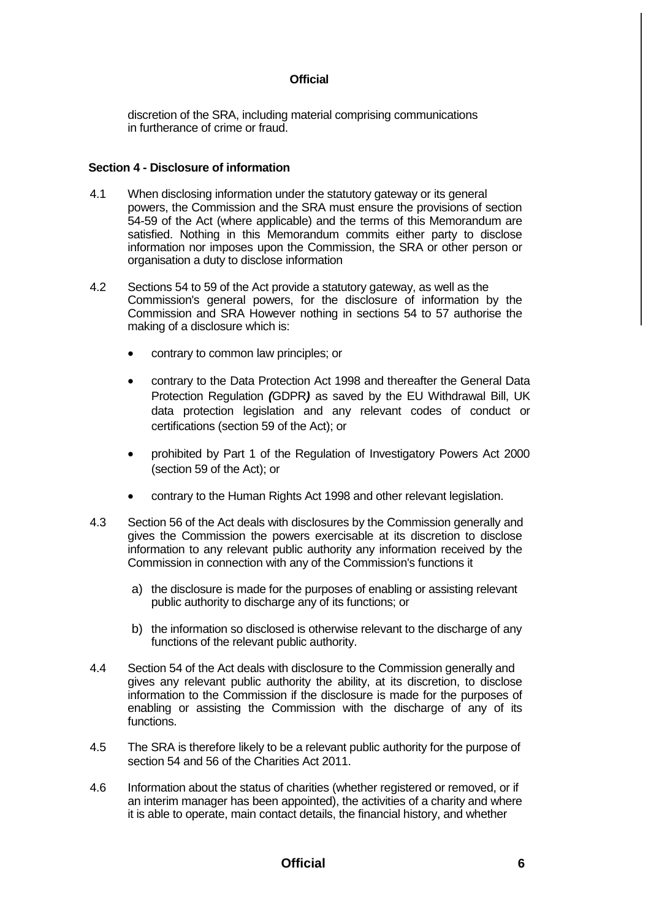discretion of the SRA, including material comprising communications in furtherance of crime or fraud.

**Section 4 - Disclosure of information**

4.1 When disclosing information under the statutory gateway or its general powers, the Commission and the SRA must ensure the provisions of section 54-59 of the Act (where applicable) and the terms of this Memorandum are satisfied. Nothing in this Memorandum commits either party to disclose information nor imposes upon the Commission, the SRA or other person or organisation a duty to disclose information

4.2 Sections 54 to 59 of the Act provide a statutory gateway, as well as the Commission's general powers, for the disclosure of information by the Commission and SRA However nothing in sections 54 to 57 authorise the making of a disclosure which is:

- contrary to common law principles; or
- contrary to the Data Protection Act 1998 and thereafter the General Data Protection Regulation ***(***GDPR***)*** as saved by the EU Withdrawal Bill, UK data protection legislation and any relevant codes of conduct or certifications (section 59 of the Act); or
- prohibited by Part 1 of the Regulation of Investigatory Powers Act 2000 (section 59 of the Act); or
- contrary to the Human Rights Act 1998 and other relevant legislation.

4.3 Section 56 of the Act deals with disclosures by the Commission generally and gives the Commission the powers exercisable at its discretion to disclose information to any relevant public authority any information received by the Commission in connection with any of the Commission's functions it

a) the disclosure is made for the purposes of enabling or assisting relevant public authority to discharge any of its functions; or

b) the information so disclosed is otherwise relevant to the discharge of any functions of the relevant public authority.

4.4 Section 54 of the Act deals with disclosure to the Commission generally and gives any relevant public authority the ability, at its discretion, to disclose information to the Commission if the disclosure is made for the purposes of enabling or assisting the Commission with the discharge of any of its functions.

4.5 The SRA is therefore likely to be a relevant public authority for the purpose of section 54 and 56 of the Charities Act 2011.

4.6 Information about the status of charities (whether registered or removed, or if an interim manager has been appointed), the activities of a charity and where it is able to operate, main contact details, the financial history, and whether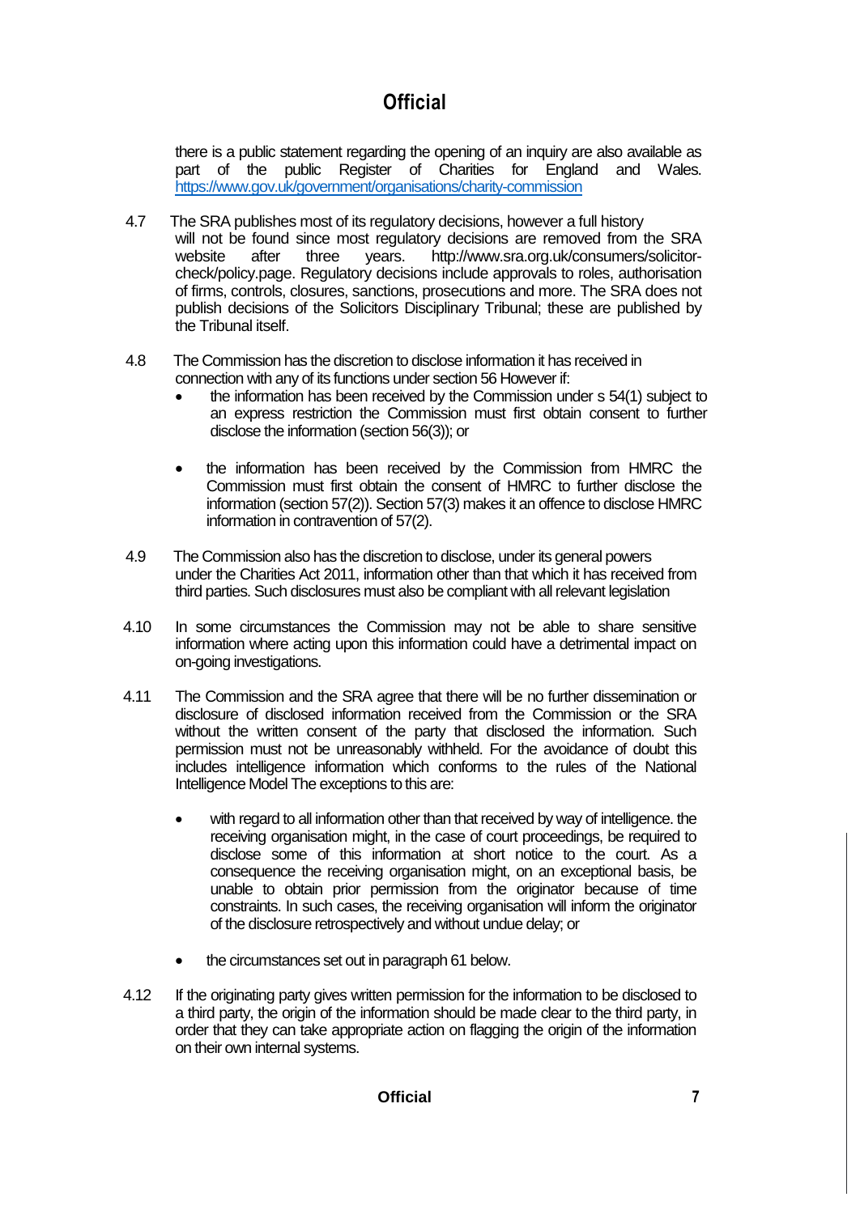there is a public statement regarding the opening of an inquiry are also available as part of the public Register of Charities for England and Wales. https://www.gov.uk/government/organisations/charity-commission

4.7 The SRA publishes most of its regulatory decisions, however a full history will not be found since most regulatory decisions are removed from the SRA website after three years. http://www.sra.org.uk/consumers/solicitor-check/policy.page. Regulatory decisions include approvals to roles, authorisation of firms, controls, closures, sanctions, prosecutions and more. The SRA does not publish decisions of the Solicitors Disciplinary Tribunal; these are published by the Tribunal itself.

4.8 The Commission has the discretion to disclose information it has received in connection with any of its functions under section 56 However if:

- the information has been received by the Commission under s 54(1) subject to an express restriction the Commission must first obtain consent to further disclose the information (section 56(3)); or
- the information has been received by the Commission from HMRC the Commission must first obtain the consent of HMRC to further disclose the information (section 57(2)). Section 57(3) makes it an offence to disclose HMRC information in contravention of 57(2).

4.9 The Commission also has the discretion to disclose, under its general powers under the Charities Act 2011, information other than that which it has received from third parties. Such disclosures must also be compliant with all relevant legislation

4.10 In some circumstances the Commission may not be able to share sensitive information where acting upon this information could have a detrimental impact on on-going investigations.

4.11 The Commission and the SRA agree that there will be no further dissemination or disclosure of disclosed information received from the Commission or the SRA without the written consent of the party that disclosed the information. Such permission must not be unreasonably withheld. For the avoidance of doubt this includes intelligence information which conforms to the rules of the National Intelligence Model The exceptions to this are:

- with regard to all information other than that received by way of intelligence. the receiving organisation might, in the case of court proceedings, be required to disclose some of this information at short notice to the court. As a consequence the receiving organisation might, on an exceptional basis, be unable to obtain prior permission from the originator because of time constraints. In such cases, the receiving organisation will inform the originator of the disclosure retrospectively and without undue delay; or
- the circumstances set out in paragraph 61 below.

4.12 If the originating party gives written permission for the information to be disclosed to a third party, the origin of the information should be made clear to the third party, in order that they can take appropriate action on flagging the origin of the information on their own internal systems.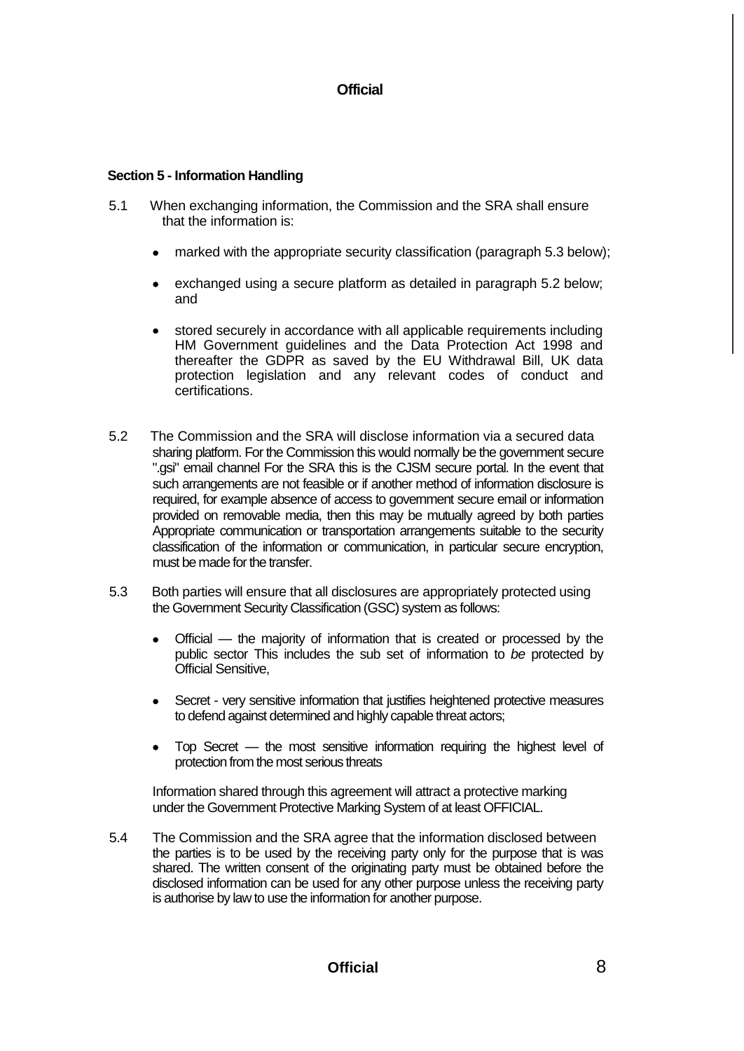**Section 5 - Information Handling**

5.1 When exchanging information, the Commission and the SRA shall ensure that the information is:

- marked with the appropriate security classification (paragraph 5.3 below);
- exchanged using a secure platform as detailed in paragraph 5.2 below; and
- stored securely in accordance with all applicable requirements including HM Government guidelines and the Data Protection Act 1998 and thereafter the GDPR as saved by the EU Withdrawal Bill, UK data protection legislation and any relevant codes of conduct and certifications.

5.2 The Commission and the SRA will disclose information via a secured data sharing platform. For the Commission this would normally be the government secure ".gsi" email channel For the SRA this is the CJSM secure portal. In the event that such arrangements are not feasible or if another method of information disclosure is required, for example absence of access to government secure email or information provided on removable media, then this may be mutually agreed by both parties Appropriate communication or transportation arrangements suitable to the security classification of the information or communication, in particular secure encryption, must be made for the transfer.

5.3 Both parties will ensure that all disclosures are appropriately protected using the Government Security Classification (GSC) system as follows:

- Official — the majority of information that is created or processed by the public sector This includes the sub set of information to *be* protected by Official Sensitive,
- Secret - very sensitive information that justifies heightened protective measures to defend against determined and highly capable threat actors;
- Top Secret — the most sensitive information requiring the highest level of protection from the most serious threats

Information shared through this agreement will attract a protective marking under the Government Protective Marking System of at least OFFICIAL.

5.4 The Commission and the SRA agree that the information disclosed between the parties is to be used by the receiving party only for the purpose that is was shared. The written consent of the originating party must be obtained before the disclosed information can be used for any other purpose unless the receiving party is authorise by law to use the information for another purpose.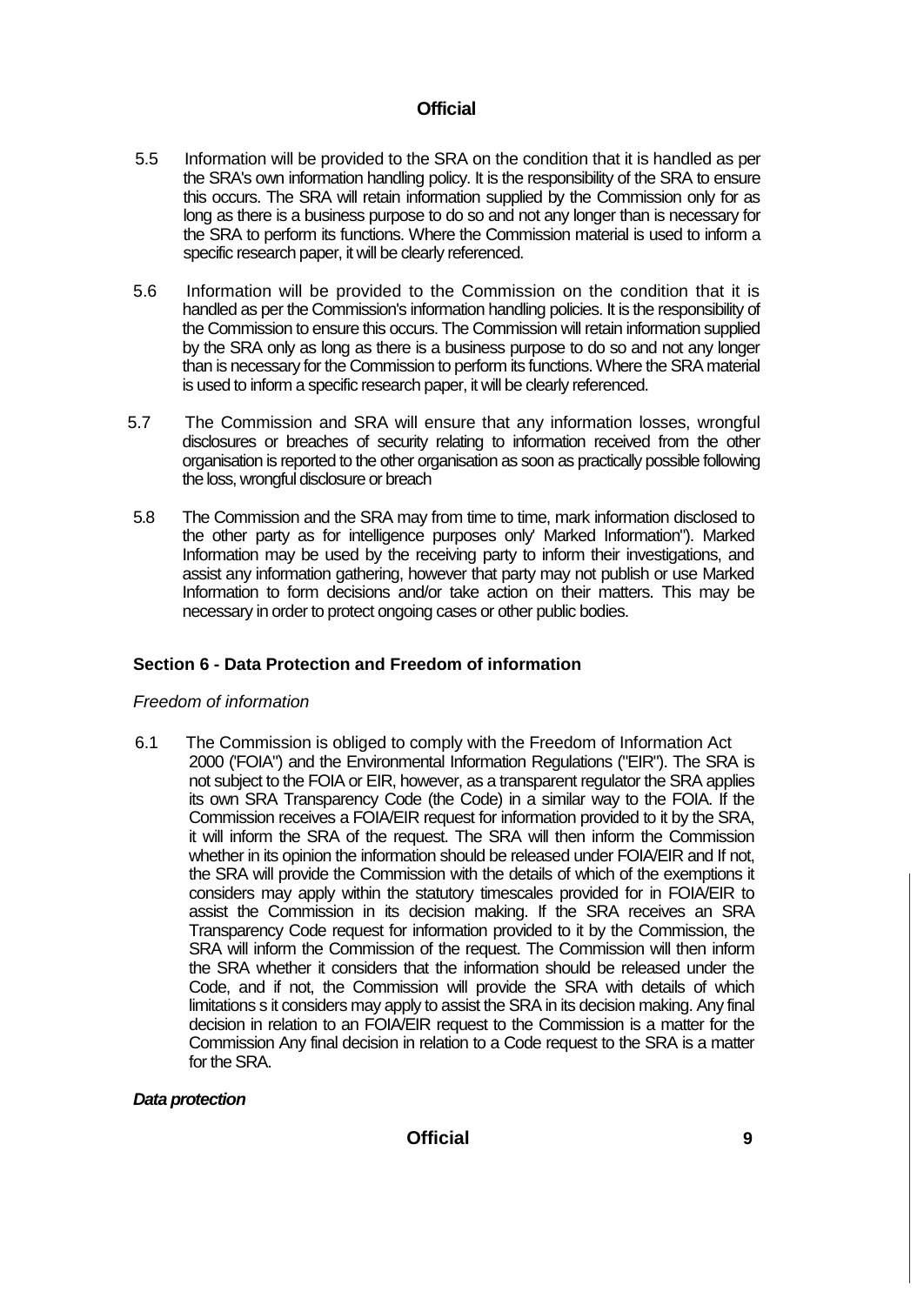5.5 Information will be provided to the SRA on the condition that it is handled as per the SRA's own information handling policy. It is the responsibility of the SRA to ensure this occurs. The SRA will retain information supplied by the Commission only for as long as there is a business purpose to do so and not any longer than is necessary for the SRA to perform its functions. Where the Commission material is used to inform a specific research paper, it will be clearly referenced.

5.6 Information will be provided to the Commission on the condition that it is handled as per the Commission's information handling policies. It is the responsibility of the Commission to ensure this occurs. The Commission will retain information supplied by the SRA only as long as there is a business purpose to do so and not any longer than is necessary for the Commission to perform its functions. Where the SRA material is used to inform a specific research paper, it will be clearly referenced.

5.7 The Commission and SRA will ensure that any information losses, wrongful disclosures or breaches of security relating to information received from the other organisation is reported to the other organisation as soon as practically possible following the loss, wrongful disclosure or breach

5.8 The Commission and the SRA may from time to time, mark information disclosed to the other party as for intelligence purposes only' Marked Information"). Marked Information may be used by the receiving party to inform their investigations, and assist any information gathering, however that party may not publish or use Marked Information to form decisions and/or take action on their matters. This may be necessary in order to protect ongoing cases or other public bodies.

## Section 6 - Data Protection and Freedom of information

*Freedom of information*

6.1 The Commission is obliged to comply with the Freedom of Information Act 2000 ('FOIA") and the Environmental Information Regulations ("EIR"). The SRA is not subject to the FOIA or EIR, however, as a transparent regulator the SRA applies its own SRA Transparency Code (the Code) in a similar way to the FOIA. If the Commission receives a FOIA/EIR request for information provided to it by the SRA, it will inform the SRA of the request. The SRA will then inform the Commission whether in its opinion the information should be released under FOIA/EIR and If not, the SRA will provide the Commission with the details of which of the exemptions it considers may apply within the statutory timescales provided for in FOIA/EIR to assist the Commission in its decision making. If the SRA receives an SRA Transparency Code request for information provided to it by the Commission, the SRA will inform the Commission of the request. The Commission will then inform the SRA whether it considers that the information should be released under the Code, and if not, the Commission will provide the SRA with details of which limitations s it considers may apply to assist the SRA in its decision making. Any final decision in relation to an FOIA/EIR request to the Commission is a matter for the Commission Any final decision in relation to a Code request to the SRA is a matter for the SRA.

***Data protection***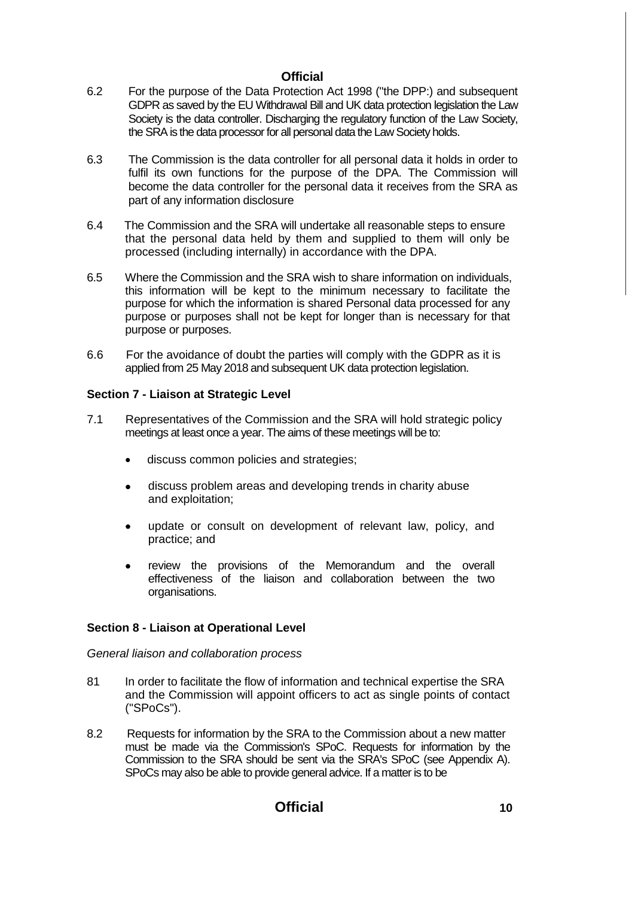6.2 For the purpose of the Data Protection Act 1998 ("the DPP:) and subsequent GDPR as saved by the EU Withdrawal Bill and UK data protection legislation the Law Society is the data controller. Discharging the regulatory function of the Law Society, the SRA is the data processor for all personal data the Law Society holds.

6.3 The Commission is the data controller for all personal data it holds in order to fulfil its own functions for the purpose of the DPA. The Commission will become the data controller for the personal data it receives from the SRA as part of any information disclosure

6.4 The Commission and the SRA will undertake all reasonable steps to ensure that the personal data held by them and supplied to them will only be processed (including internally) in accordance with the DPA.

6.5 Where the Commission and the SRA wish to share information on individuals, this information will be kept to the minimum necessary to facilitate the purpose for which the information is shared Personal data processed for any purpose or purposes shall not be kept for longer than is necessary for that purpose or purposes.

6.6 For the avoidance of doubt the parties will comply with the GDPR as it is applied from 25 May 2018 and subsequent UK data protection legislation.

### Section 7 - Liaison at Strategic Level

7.1 Representatives of the Commission and the SRA will hold strategic policy meetings at least once a year. The aims of these meetings will be to:

- discuss common policies and strategies;
- discuss problem areas and developing trends in charity abuse and exploitation;
- update or consult on development of relevant law, policy, and practice; and
- review the provisions of the Memorandum and the overall effectiveness of the liaison and collaboration between the two organisations.

### Section 8 - Liaison at Operational Level

*General liaison and collaboration process*

81 In order to facilitate the flow of information and technical expertise the SRA and the Commission will appoint officers to act as single points of contact ("SPoCs").

8.2 Requests for information by the SRA to the Commission about a new matter must be made via the Commission's SPoC. Requests for information by the Commission to the SRA should be sent via the SRA's SPoC (see Appendix A). SPoCs may also be able to provide general advice. If a matter is to be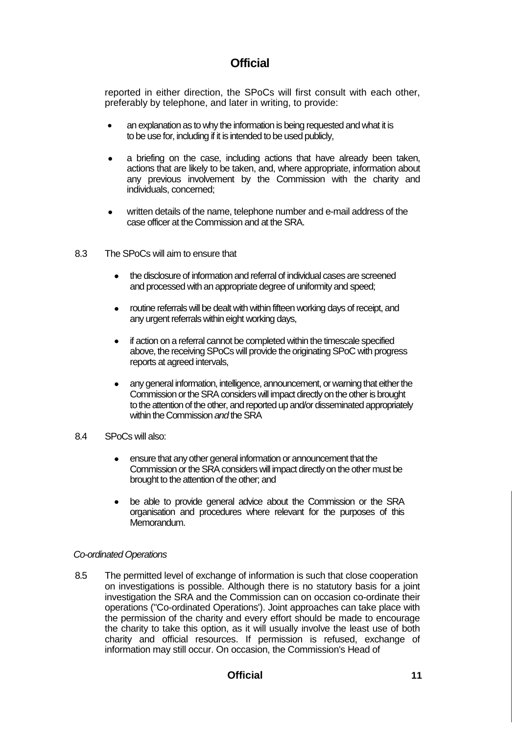reported in either direction, the SPoCs will first consult with each other, preferably by telephone, and later in writing, to provide:

- an explanation as to why the information is being requested and what it is to be use for, including if it is intended to be used publicly,
- a briefing on the case, including actions that have already been taken, actions that are likely to be taken, and, where appropriate, information about any previous involvement by the Commission with the charity and individuals, concerned;
- written details of the name, telephone number and e-mail address of the case officer at the Commission and at the SRA.

8.3 The SPoCs will aim to ensure that

- the disclosure of information and referral of individual cases are screened and processed with an appropriate degree of uniformity and speed;
- routine referrals will be dealt with within fifteen working days of receipt, and any urgent referrals within eight working days,
- if action on a referral cannot be completed within the timescale specified above, the receiving SPoCs will provide the originating SPoC with progress reports at agreed intervals,
- any general information, intelligence, announcement, or warning that either the Commission or the SRA considers will impact directly on the other is brought to the attention of the other, and reported up and/or disseminated appropriately within the Commission *and* the SRA

8.4 SPoCs will also:

- ensure that any other general information or announcement that the Commission or the SRA considers will impact directly on the other must be brought to the attention of the other; and
- be able to provide general advice about the Commission or the SRA organisation and procedures where relevant for the purposes of this Memorandum.

*Co-ordinated Operations*

8.5 The permitted level of exchange of information is such that close cooperation on investigations is possible. Although there is no statutory basis for a joint investigation the SRA and the Commission can on occasion co-ordinate their operations ("Co-ordinated Operations'). Joint approaches can take place with the permission of the charity and every effort should be made to encourage the charity to take this option, as it will usually involve the least use of both charity and official resources. If permission is refused, exchange of information may still occur. On occasion, the Commission's Head of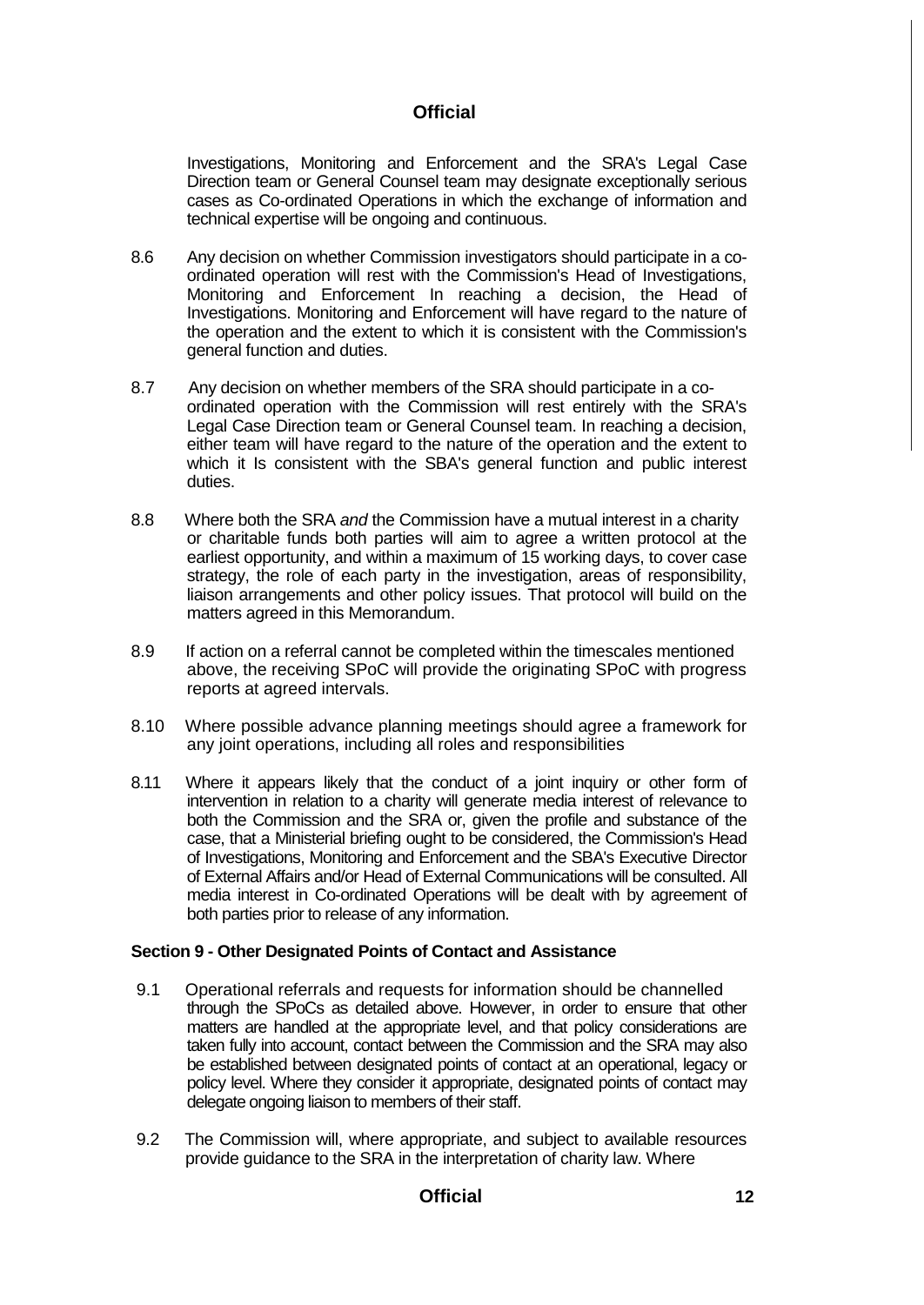Investigations, Monitoring and Enforcement and the SRA's Legal Case Direction team or General Counsel team may designate exceptionally serious cases as Co-ordinated Operations in which the exchange of information and technical expertise will be ongoing and continuous.

8.6 Any decision on whether Commission investigators should participate in a co-ordinated operation will rest with the Commission's Head of Investigations, Monitoring and Enforcement In reaching a decision, the Head of Investigations. Monitoring and Enforcement will have regard to the nature of the operation and the extent to which it is consistent with the Commission's general function and duties.

8.7 Any decision on whether members of the SRA should participate in a co-ordinated operation with the Commission will rest entirely with the SRA's Legal Case Direction team or General Counsel team. In reaching a decision, either team will have regard to the nature of the operation and the extent to which it Is consistent with the SBA's general function and public interest duties.

8.8 Where both the SRA *and* the Commission have a mutual interest in a charity or charitable funds both parties will aim to agree a written protocol at the earliest opportunity, and within a maximum of 15 working days, to cover case strategy, the role of each party in the investigation, areas of responsibility, liaison arrangements and other policy issues. That protocol will build on the matters agreed in this Memorandum.

8.9 If action on a referral cannot be completed within the timescales mentioned above, the receiving SPoC will provide the originating SPoC with progress reports at agreed intervals.

8.10 Where possible advance planning meetings should agree a framework for any joint operations, including all roles and responsibilities

8.11 Where it appears likely that the conduct of a joint inquiry or other form of intervention in relation to a charity will generate media interest of relevance to both the Commission and the SRA or, given the profile and substance of the case, that a Ministerial briefing ought to be considered, the Commission's Head of Investigations, Monitoring and Enforcement and the SBA's Executive Director of External Affairs and/or Head of External Communications will be consulted. All media interest in Co-ordinated Operations will be dealt with by agreement of both parties prior to release of any information.

**Section 9 - Other Designated Points of Contact and Assistance**

9.1 Operational referrals and requests for information should be channelled through the SPoCs as detailed above. However, in order to ensure that other matters are handled at the appropriate level, and that policy considerations are taken fully into account, contact between the Commission and the SRA may also be established between designated points of contact at an operational, legacy or policy level. Where they consider it appropriate, designated points of contact may delegate ongoing liaison to members of their staff.

9.2 The Commission will, where appropriate, and subject to available resources provide guidance to the SRA in the interpretation of charity law. Where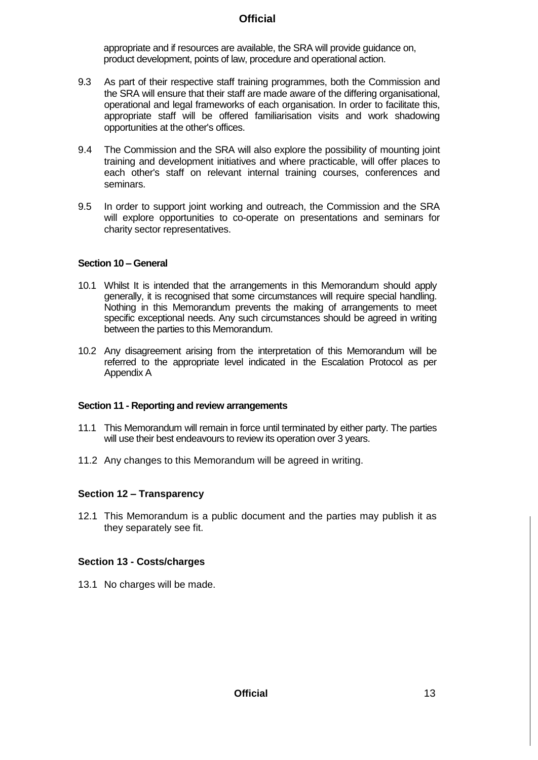appropriate and if resources are available, the SRA will provide guidance on, product development, points of law, procedure and operational action.

9.3 As part of their respective staff training programmes, both the Commission and the SRA will ensure that their staff are made aware of the differing organisational, operational and legal frameworks of each organisation. In order to facilitate this, appropriate staff will be offered familiarisation visits and work shadowing opportunities at the other's offices.

9.4 The Commission and the SRA will also explore the possibility of mounting joint training and development initiatives and where practicable, will offer places to each other's staff on relevant internal training courses, conferences and seminars.

9.5 In order to support joint working and outreach, the Commission and the SRA will explore opportunities to co-operate on presentations and seminars for charity sector representatives.

### Section 10 – General

10.1 Whilst It is intended that the arrangements in this Memorandum should apply generally, it is recognised that some circumstances will require special handling. Nothing in this Memorandum prevents the making of arrangements to meet specific exceptional needs. Any such circumstances should be agreed in writing between the parties to this Memorandum.

10.2 Any disagreement arising from the interpretation of this Memorandum will be referred to the appropriate level indicated in the Escalation Protocol as per Appendix A

### Section 11 - Reporting and review arrangements

11.1 This Memorandum will remain in force until terminated by either party. The parties will use their best endeavours to review its operation over 3 years.

11.2 Any changes to this Memorandum will be agreed in writing.

### Section 12 – Transparency

12.1 This Memorandum is a public document and the parties may publish it as they separately see fit.

### Section 13 - Costs/charges

13.1 No charges will be made.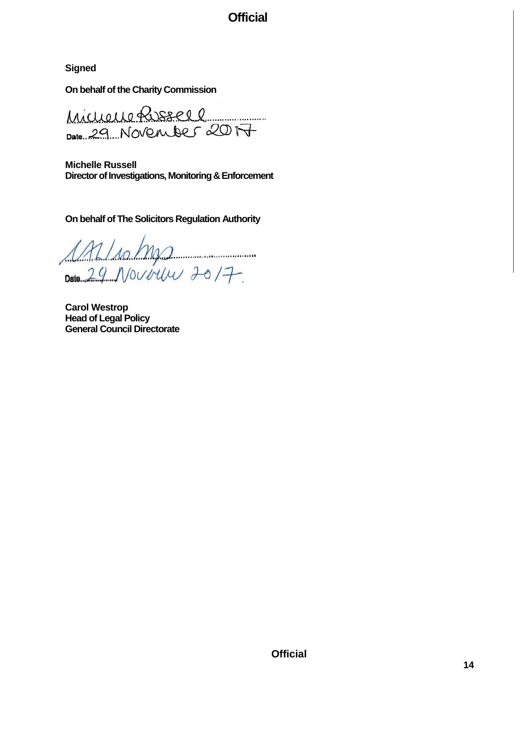**Signed**

**On behalf of the Charity Commission**

Michelle Russell

Date 29 November 2017

**Michelle Russell**
**Director of Investigations, Monitoring & Enforcement**

**On behalf of The Solicitors Regulation Authority**

Date 29 November 2017.

**Carol Westrop**
**Head of Legal Policy**
**General Council Directorate**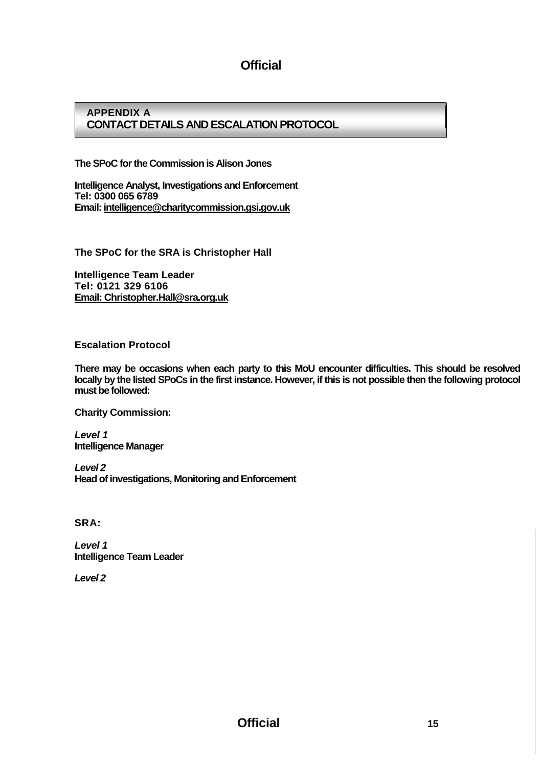## APPENDIX A
## CONTACT DETAILS AND ESCALATION PROTOCOL

**The SPoC for the Commission is Alison Jones**

**Intelligence Analyst, Investigations and Enforcement**
**Tel: 0300 065 6789**
**Email: intelligence@charitycommission.gsi.gov.uk**

**The SPoC for the SRA is Christopher Hall**

**Intelligence Team Leader**
**Tel: 0121 329 6106**
**Email: Christopher.Hall@sra.org.uk**

### Escalation Protocol

**There may be occasions when each party to this MoU encounter difficulties. This should be resolved locally by the listed SPoCs in the first instance. However, if this is not possible then the following protocol must be followed:**

**Charity Commission:**

***Level 1***
**Intelligence Manager**

***Level 2***
**Head of investigations, Monitoring and Enforcement**

**SRA:**

***Level 1***
**Intelligence Team Leader**

***Level 2***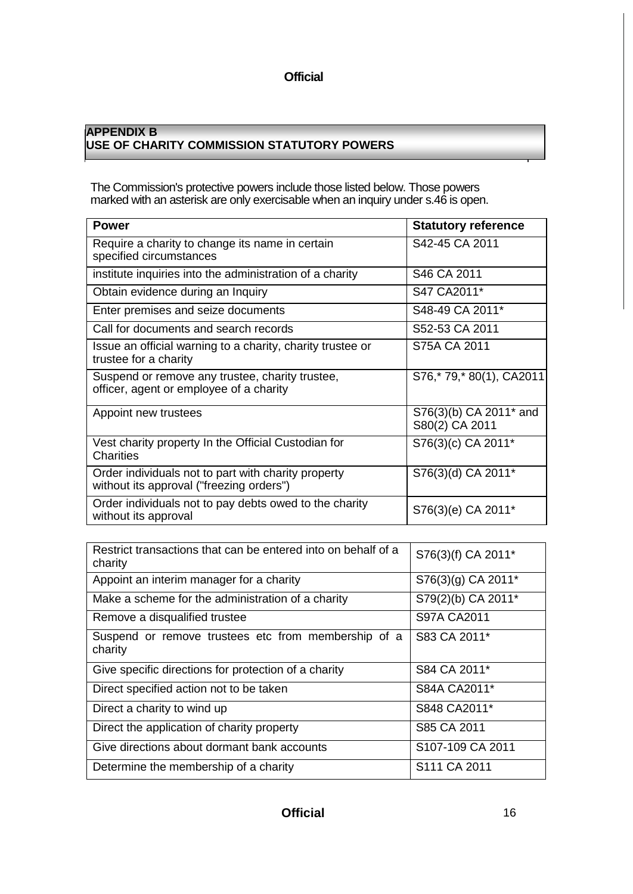## APPENDIX B
## USE OF CHARITY COMMISSION STATUTORY POWERS

The Commission's protective powers include those listed below. Those powers marked with an asterisk are only exercisable when an inquiry under s.46 is open.

| Power | Statutory reference |
|---|---|
| Require a charity to change its name in certain specified circumstances | S42-45 CA 2011 |
| institute inquiries into the administration of a charity | S46 CA 2011 |
| Obtain evidence during an Inquiry | S47 CA2011* |
| Enter premises and seize documents | S48-49 CA 2011* |
| Call for documents and search records | S52-53 CA 2011 |
| Issue an official warning to a charity, charity trustee or trustee for a charity | S75A CA 2011 |
| Suspend or remove any trustee, charity trustee, officer, agent or employee of a charity | S76,* 79,* 80(1), CA2011 |
| Appoint new trustees | S76(3)(b) CA 2011* and S80(2) CA 2011 |
| Vest charity property In the Official Custodian for Charities | S76(3)(c) CA 2011* |
| Order individuals not to part with charity property without its approval ("freezing orders") | S76(3)(d) CA 2011* |
| Order individuals not to pay debts owed to the charity without its approval | S76(3)(e) CA 2011* |
| Restrict transactions that can be entered into on behalf of a charity | S76(3)(f) CA 2011* |
| Appoint an interim manager for a charity | S76(3)(g) CA 2011* |
| Make a scheme for the administration of a charity | S79(2)(b) CA 2011* |
| Remove a disqualified trustee | S97A CA2011 |
| Suspend or remove trustees etc from membership of a charity | S83 CA 2011* |
| Give specific directions for protection of a charity | S84 CA 2011* |
| Direct specified action not to be taken | S84A CA2011* |
| Direct a charity to wind up | S848 CA2011* |
| Direct the application of charity property | S85 CA 2011 |
| Give directions about dormant bank accounts | S107-109 CA 2011 |
| Determine the membership of a charity | S111 CA 2011 |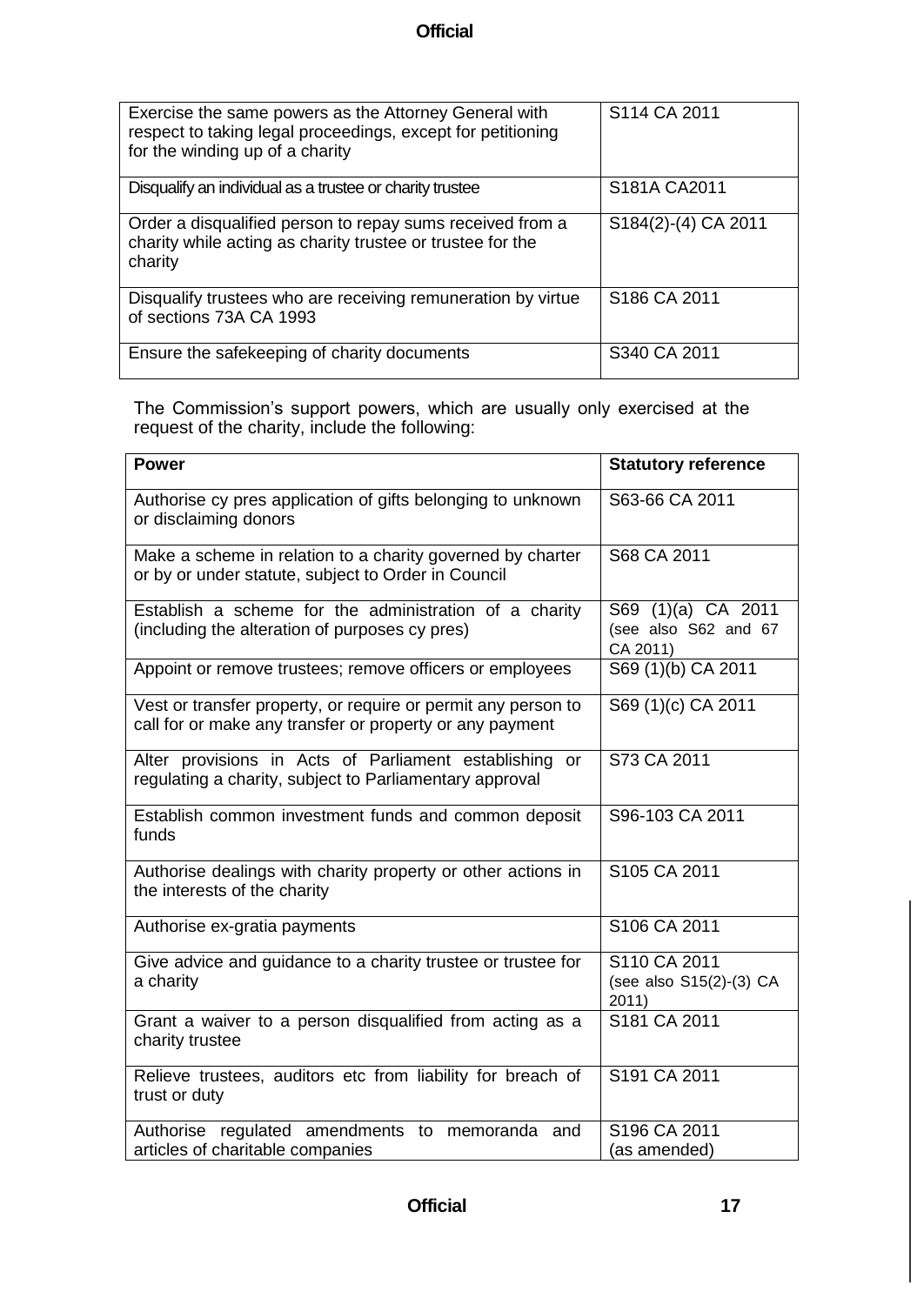| | |
|---|---|
| Exercise the same powers as the Attorney General with respect to taking legal proceedings, except for petitioning for the winding up of a charity | S114 CA 2011 |
| Disqualify an individual as a trustee or charity trustee | S181A CA2011 |
| Order a disqualified person to repay sums received from a charity while acting as charity trustee or trustee for the charity | S184(2)-(4) CA 2011 |
| Disqualify trustees who are receiving remuneration by virtue of sections 73A CA 1993 | S186 CA 2011 |
| Ensure the safekeeping of charity documents | S340 CA 2011 |

The Commission's support powers, which are usually only exercised at the request of the charity, include the following:

| Power | Statutory reference |
|---|---|
| Authorise cy pres application of gifts belonging to unknown or disclaiming donors | S63-66 CA 2011 |
| Make a scheme in relation to a charity governed by charter or by or under statute, subject to Order in Council | S68 CA 2011 |
| Establish a scheme for the administration of a charity (including the alteration of purposes cy pres) | S69 (1)(a) CA 2011 (see also S62 and 67 CA 2011) |
| Appoint or remove trustees; remove officers or employees | S69 (1)(b) CA 2011 |
| Vest or transfer property, or require or permit any person to call for or make any transfer or property or any payment | S69 (1)(c) CA 2011 |
| Alter provisions in Acts of Parliament establishing or regulating a charity, subject to Parliamentary approval | S73 CA 2011 |
| Establish common investment funds and common deposit funds | S96-103 CA 2011 |
| Authorise dealings with charity property or other actions in the interests of the charity | S105 CA 2011 |
| Authorise ex-gratia payments | S106 CA 2011 |
| Give advice and guidance to a charity trustee or trustee for a charity | S110 CA 2011 (see also S15(2)-(3) CA 2011) |
| Grant a waiver to a person disqualified from acting as a charity trustee | S181 CA 2011 |
| Relieve trustees, auditors etc from liability for breach of trust or duty | S191 CA 2011 |
| Authorise regulated amendments to memoranda and articles of charitable companies | S196 CA 2011 (as amended) |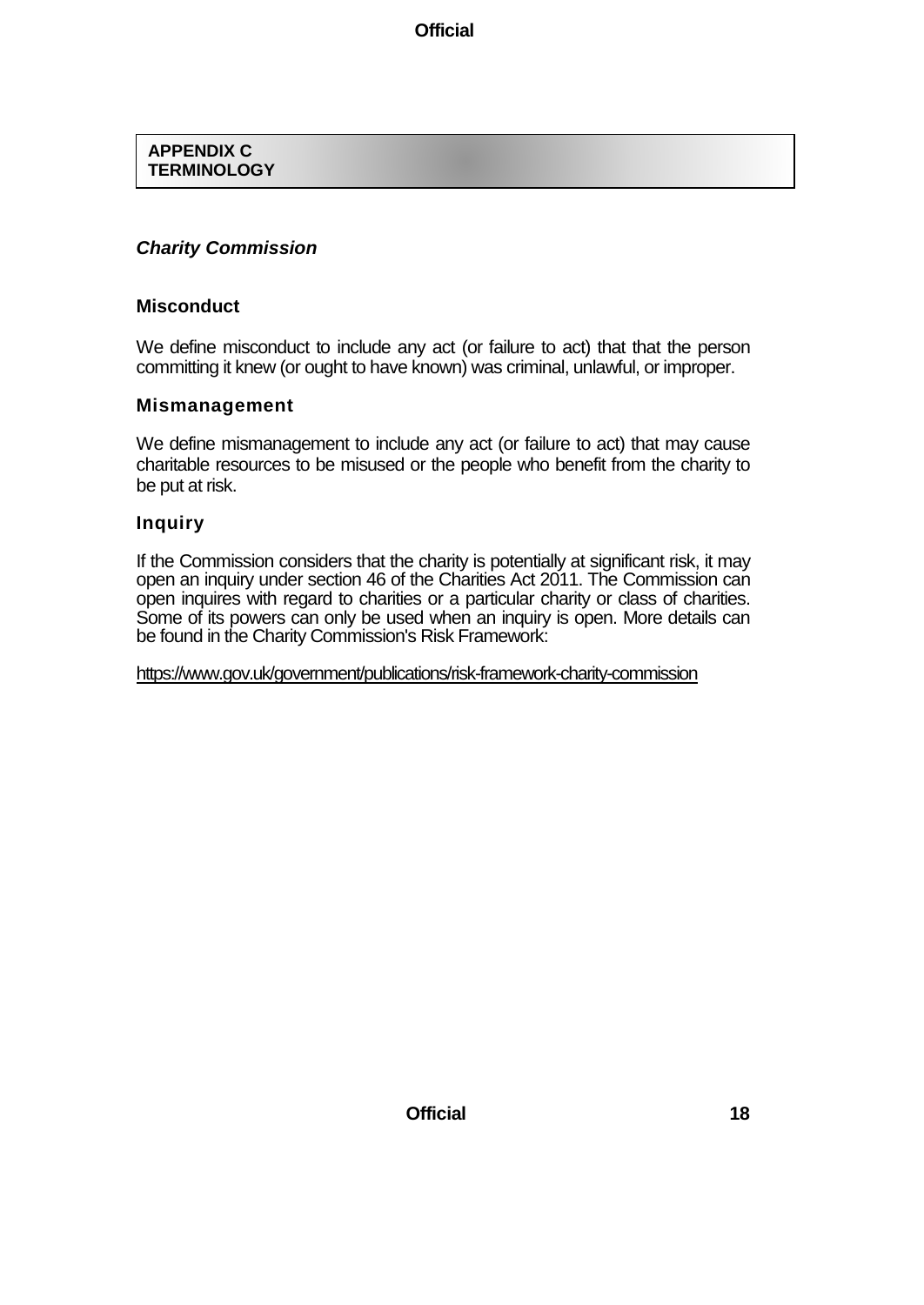## APPENDIX C
## TERMINOLOGY

### *Charity Commission*

#### Misconduct

We define misconduct to include any act (or failure to act) that that the person committing it knew (or ought to have known) was criminal, unlawful, or improper.

#### Mismanagement

We define mismanagement to include any act (or failure to act) that may cause charitable resources to be misused or the people who benefit from the charity to be put at risk.

#### Inquiry

If the Commission considers that the charity is potentially at significant risk, it may open an inquiry under section 46 of the Charities Act 2011. The Commission can open inquires with regard to charities or a particular charity or class of charities. Some of its powers can only be used when an inquiry is open. More details can be found in the Charity Commission's Risk Framework:

https://www.gov.uk/government/publications/risk-framework-charity-commission